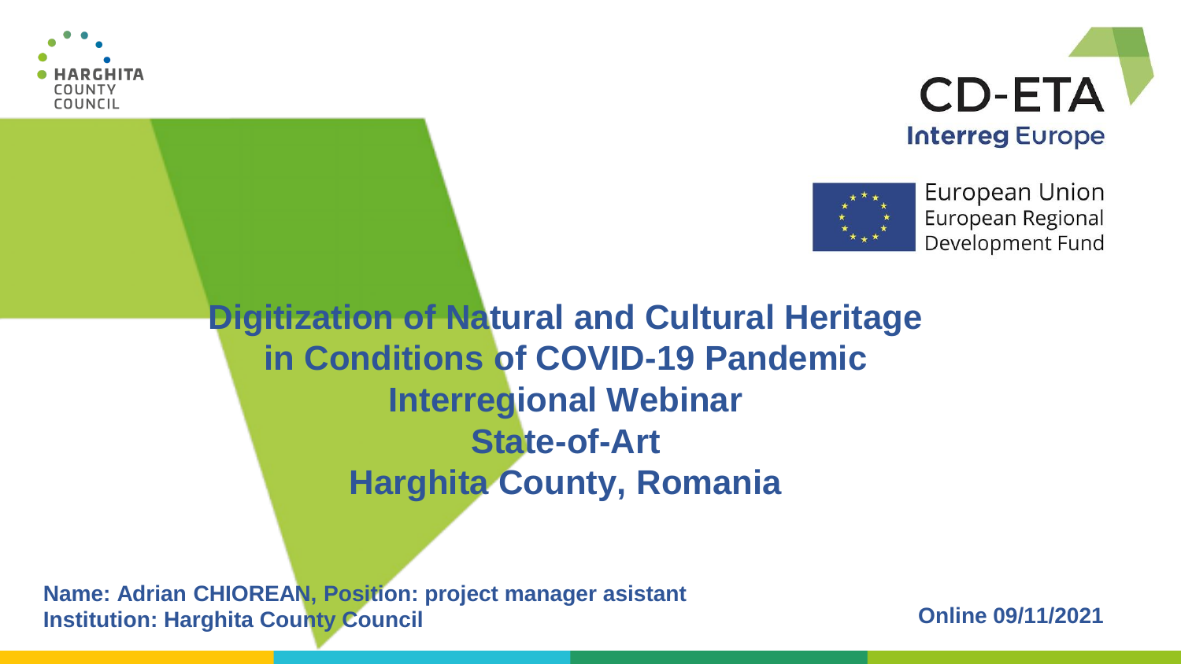HARGHITA COUNTY COUNCIL

CD-ETA
Interreg Europe

European Union
European Regional Development Fund

# Digitization of Natural and Cultural Heritage in Conditions of COVID-19 Pandemic
# Interregional Webinar
# State-of-Art
# Harghita County, Romania

**Name: Adrian CHIOREAN, Position: project manager asistant**
**Institution: Harghita County Council**

**Online 09/11/2021**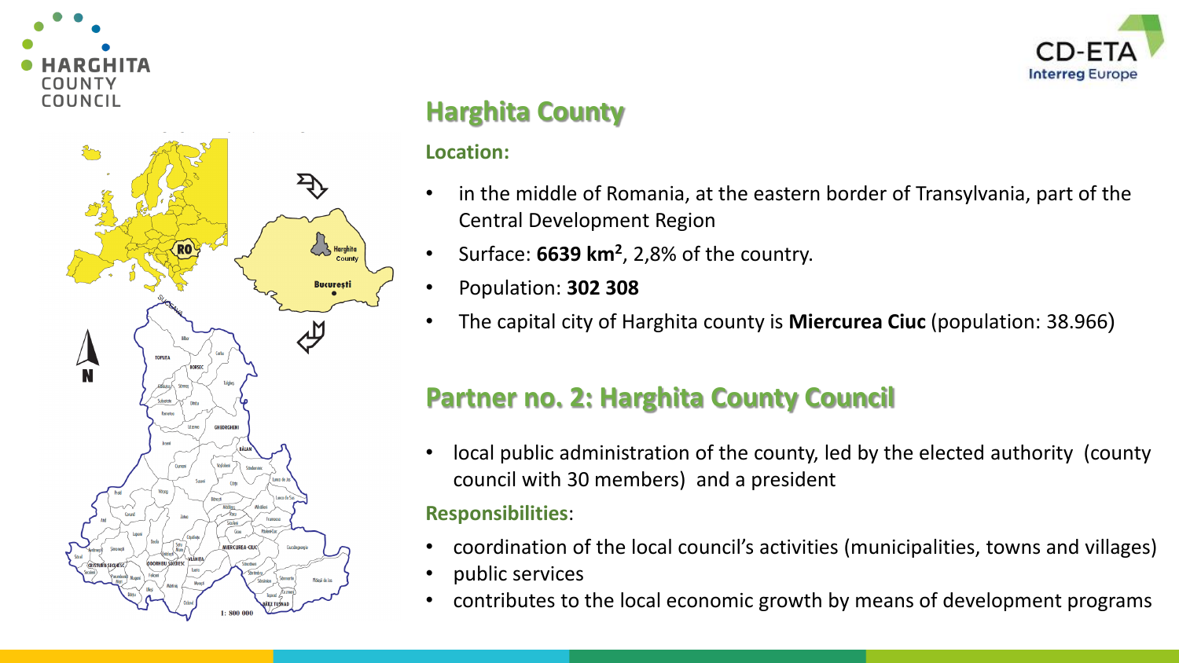## Harghita County

**Location:**

- in the middle of Romania, at the eastern border of Transylvania, part of the Central Development Region
- Surface: **6639 km²**, 2,8% of the country.
- Population: **302 308**
- The capital city of Harghita county is **Miercurea Ciuc** (population: 38.966)

## Partner no. 2: Harghita County Council

- local public administration of the county, led by the elected authority (county council with 30 members) and a president

**Responsibilities**:

- coordination of the local council's activities (municipalities, towns and villages)
- public services
- contributes to the local economic growth by means of development programs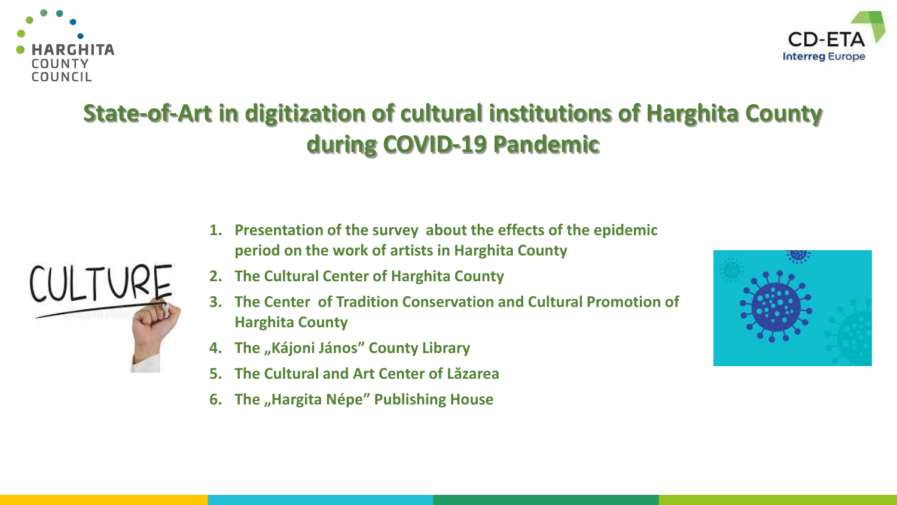# State-of-Art in digitization of cultural institutions of Harghita County during COVID-19 Pandemic

1. Presentation of the survey about the effects of the epidemic period on the work of artists in Harghita County
2. The Cultural Center of Harghita County
3. The Center of Tradition Conservation and Cultural Promotion of Harghita County
4. The „Kájoni János" County Library
5. The Cultural and Art Center of Lăzarea
6. The „Hargita Népe" Publishing House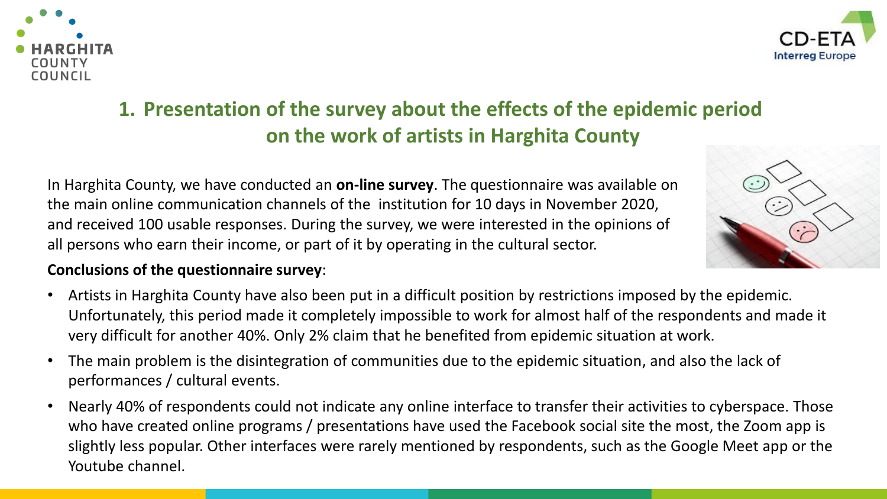# 1. Presentation of the survey about the effects of the epidemic period on the work of artists in Harghita County

In Harghita County, we have conducted an **on-line survey**. The questionnaire was available on the main online communication channels of the institution for 10 days in November 2020, and received 100 usable responses. During the survey, we were interested in the opinions of all persons who earn their income, or part of it by operating in the cultural sector.

**Conclusions of the questionnaire survey**:

- Artists in Harghita County have also been put in a difficult position by restrictions imposed by the epidemic. Unfortunately, this period made it completely impossible to work for almost half of the respondents and made it very difficult for another 40%. Only 2% claim that he benefited from epidemic situation at work.
- The main problem is the disintegration of communities due to the epidemic situation, and also the lack of performances / cultural events.
- Nearly 40% of respondents could not indicate any online interface to transfer their activities to cyberspace. Those who have created online programs / presentations have used the Facebook social site the most, the Zoom app is slightly less popular. Other interfaces were rarely mentioned by respondents, such as the Google Meet app or the Youtube channel.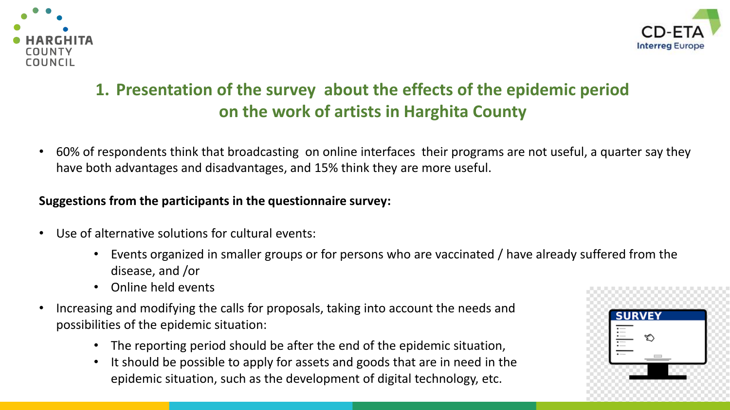## 1. Presentation of the survey about the effects of the epidemic period on the work of artists in Harghita County

- 60% of respondents think that broadcasting on online interfaces their programs are not useful, a quarter say they have both advantages and disadvantages, and 15% think they are more useful.

**Suggestions from the participants in the questionnaire survey:**

- Use of alternative solutions for cultural events:
  - Events organized in smaller groups or for persons who are vaccinated / have already suffered from the disease, and /or
  - Online held events
- Increasing and modifying the calls for proposals, taking into account the needs and possibilities of the epidemic situation:
  - The reporting period should be after the end of the epidemic situation,
  - It should be possible to apply for assets and goods that are in need in the epidemic situation, such as the development of digital technology, etc.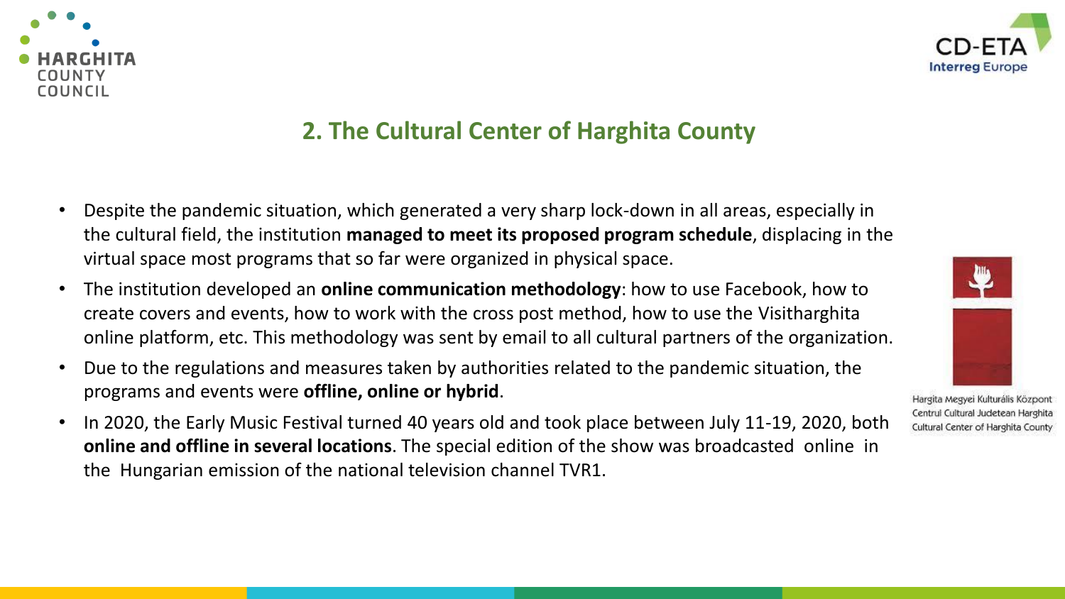## 2. The Cultural Center of Harghita County

- Despite the pandemic situation, which generated a very sharp lock-down in all areas, especially in the cultural field, the institution **managed to meet its proposed program schedule**, displacing in the virtual space most programs that so far were organized in physical space.
- The institution developed an **online communication methodology**: how to use Facebook, how to create covers and events, how to work with the cross post method, how to use the Visitharghita online platform, etc. This methodology was sent by email to all cultural partners of the organization.
- Due to the regulations and measures taken by authorities related to the pandemic situation, the programs and events were **offline, online or hybrid**.
- In 2020, the Early Music Festival turned 40 years old and took place between July 11-19, 2020, both **online and offline in several locations**. The special edition of the show was broadcasted online in the Hungarian emission of the national television channel TVR1.

Hargita Megyei Kulturális Központ
Centrul Cultural Judetean Harghita
Cultural Center of Harghita County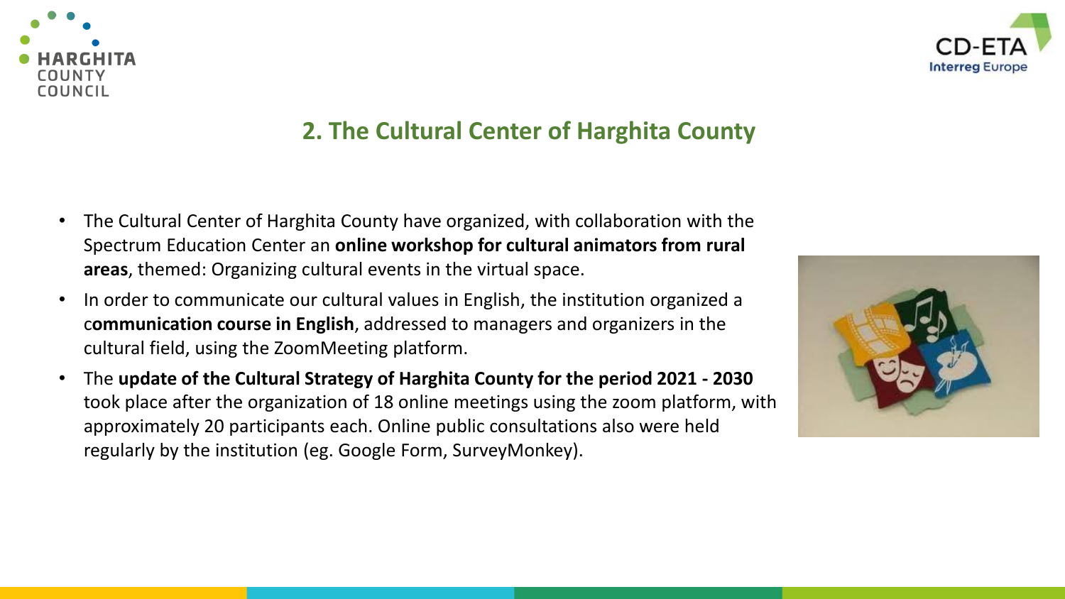## 2. The Cultural Center of Harghita County

- The Cultural Center of Harghita County have organized, with collaboration with the Spectrum Education Center an **online workshop for cultural animators from rural areas**, themed: Organizing cultural events in the virtual space.
- In order to communicate our cultural values in English, the institution organized a c**ommunication course in English**, addressed to managers and organizers in the cultural field, using the ZoomMeeting platform.
- The **update of the Cultural Strategy of Harghita County for the period 2021 - 2030** took place after the organization of 18 online meetings using the zoom platform, with approximately 20 participants each. Online public consultations also were held regularly by the institution (eg. Google Form, SurveyMonkey).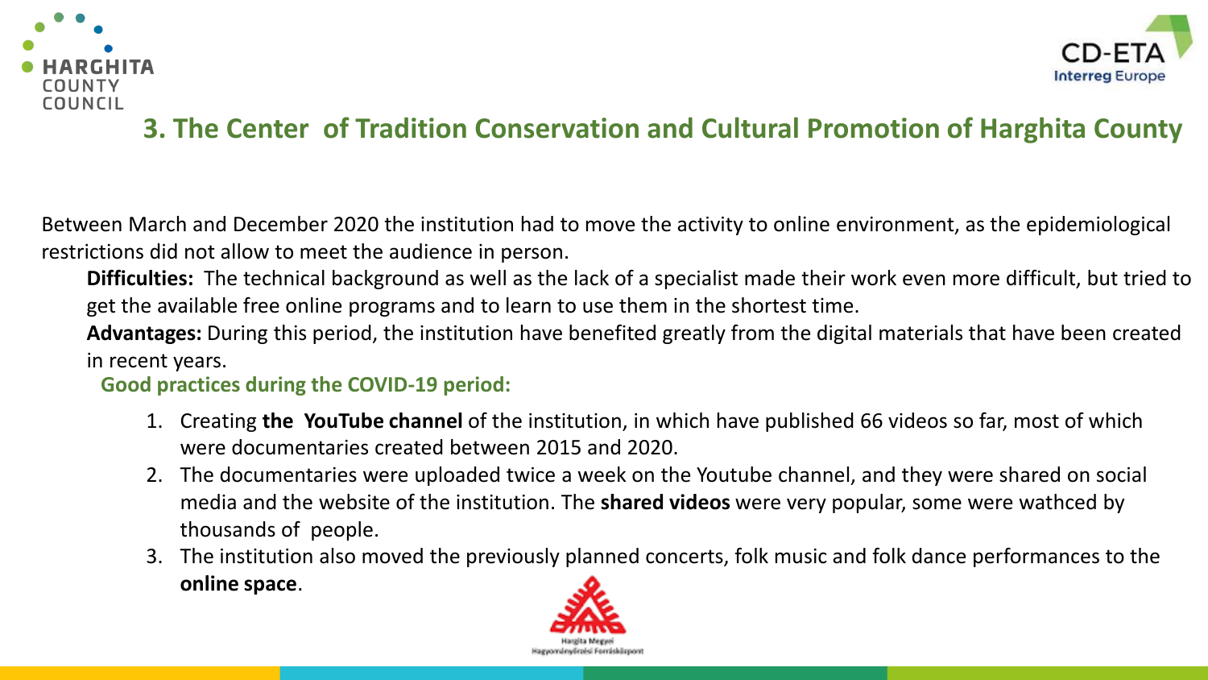## 3. The Center of Tradition Conservation and Cultural Promotion of Harghita County

Between March and December 2020 the institution had to move the activity to online environment, as the epidemiological restrictions did not allow to meet the audience in person.

**Difficulties:** The technical background as well as the lack of a specialist made their work even more difficult, but tried to get the available free online programs and to learn to use them in the shortest time.

**Advantages:** During this period, the institution have benefited greatly from the digital materials that have been created in recent years.

**Good practices during the COVID-19 period:**

1. Creating **the YouTube channel** of the institution, in which have published 66 videos so far, most of which were documentaries created between 2015 and 2020.
2. The documentaries were uploaded twice a week on the Youtube channel, and they were shared on social media and the website of the institution. The **shared videos** were very popular, some were wathced by thousands of people.
3. The institution also moved the previously planned concerts, folk music and folk dance performances to the **online space**.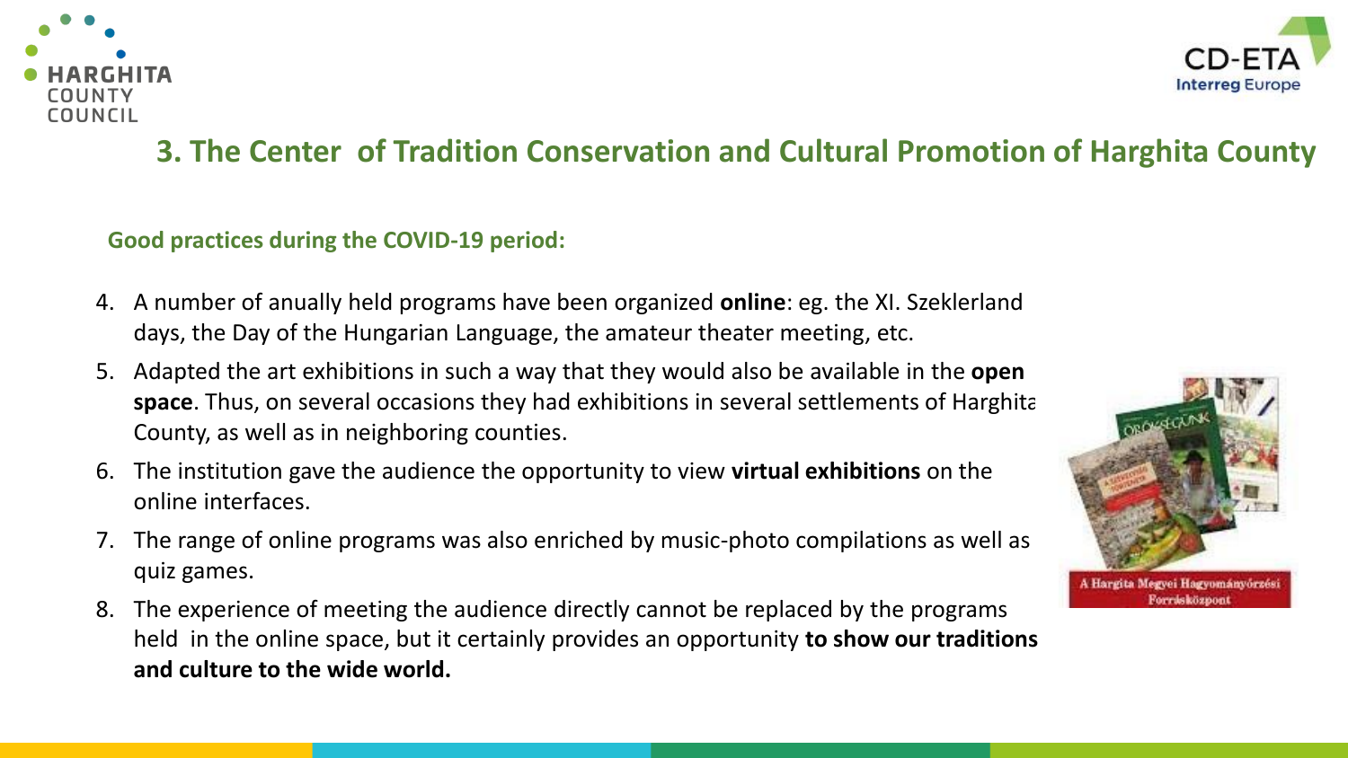## 3. The Center of Tradition Conservation and Cultural Promotion of Harghita County

**Good practices during the COVID-19 period:**

4. A number of anually held programs have been organized **online**: eg. the XI. Szeklerland days, the Day of the Hungarian Language, the amateur theater meeting, etc.
5. Adapted the art exhibitions in such a way that they would also be available in the **open space**. Thus, on several occasions they had exhibitions in several settlements of Harghita County, as well as in neighboring counties.
6. The institution gave the audience the opportunity to view **virtual exhibitions** on the online interfaces.
7. The range of online programs was also enriched by music-photo compilations as well as quiz games.
8. The experience of meeting the audience directly cannot be replaced by the programs held in the online space, but it certainly provides an opportunity **to show our traditions and culture to the wide world.**

A Hargita Megyei Hagyományőrzési Forrásközpont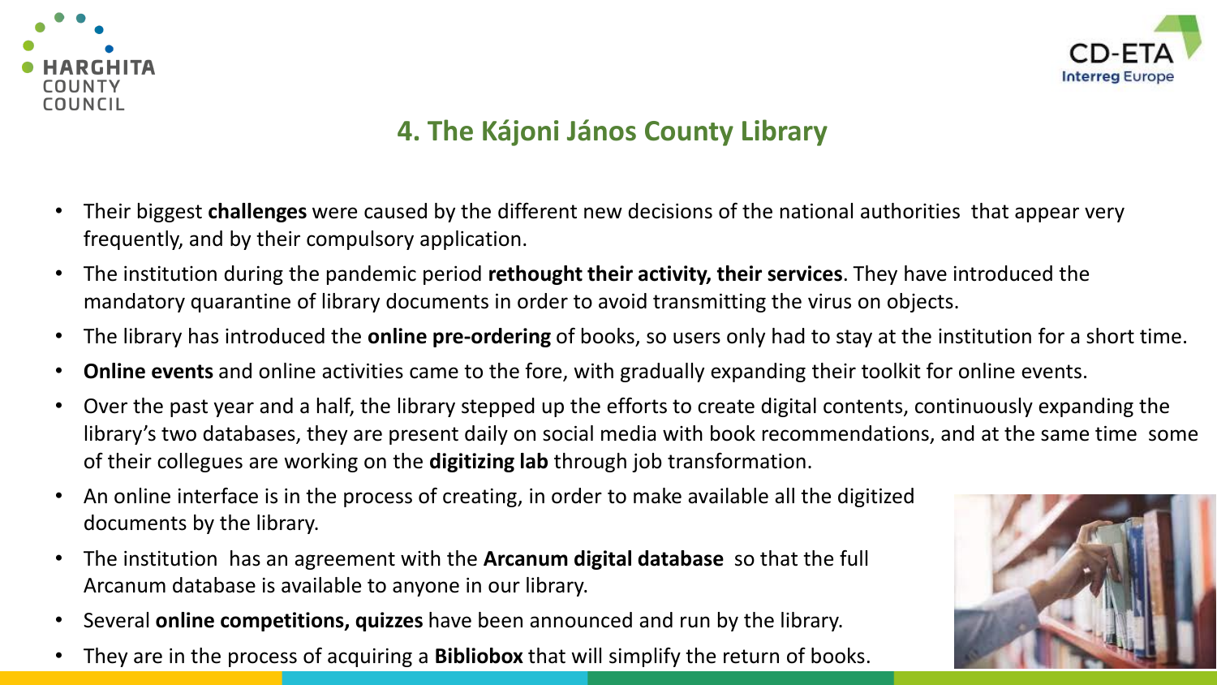## 4. The Kájoni János County Library

- Their biggest **challenges** were caused by the different new decisions of the national authorities that appear very frequently, and by their compulsory application.
- The institution during the pandemic period **rethought their activity, their services**. They have introduced the mandatory quarantine of library documents in order to avoid transmitting the virus on objects.
- The library has introduced the **online pre-ordering** of books, so users only had to stay at the institution for a short time.
- **Online events** and online activities came to the fore, with gradually expanding their toolkit for online events.
- Over the past year and a half, the library stepped up the efforts to create digital contents, continuously expanding the library's two databases, they are present daily on social media with book recommendations, and at the same time some of their collegues are working on the **digitizing lab** through job transformation.
- An online interface is in the process of creating, in order to make available all the digitized documents by the library.
- The institution has an agreement with the **Arcanum digital database** so that the full Arcanum database is available to anyone in our library.
- Several **online competitions, quizzes** have been announced and run by the library.
- They are in the process of acquiring a **Bibliobox** that will simplify the return of books.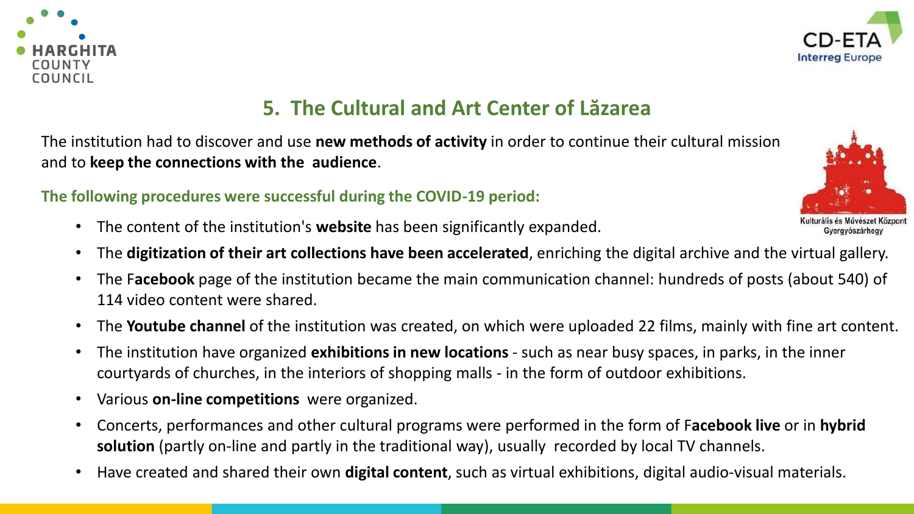## 5. The Cultural and Art Center of Lăzarea

The institution had to discover and use **new methods of activity** in order to continue their cultural mission and to **keep the connections with the audience**.

**The following procedures were successful during the COVID-19 period:**

- The content of the institution's **website** has been significantly expanded.
- The **digitization of their art collections have been accelerated**, enriching the digital archive and the virtual gallery.
- The F**acebook** page of the institution became the main communication channel: hundreds of posts (about 540) of 114 video content were shared.
- The **Youtube channel** of the institution was created, on which were uploaded 22 films, mainly with fine art content.
- The institution have organized **exhibitions in new locations** - such as near busy spaces, in parks, in the inner courtyards of churches, in the interiors of shopping malls - in the form of outdoor exhibitions.
- Various **on-line competitions** were organized.
- Concerts, performances and other cultural programs were performed in the form of F**acebook live** or in **hybrid solution** (partly on-line and partly in the traditional way), usually recorded by local TV channels.
- Have created and shared their own **digital content**, such as virtual exhibitions, digital audio-visual materials.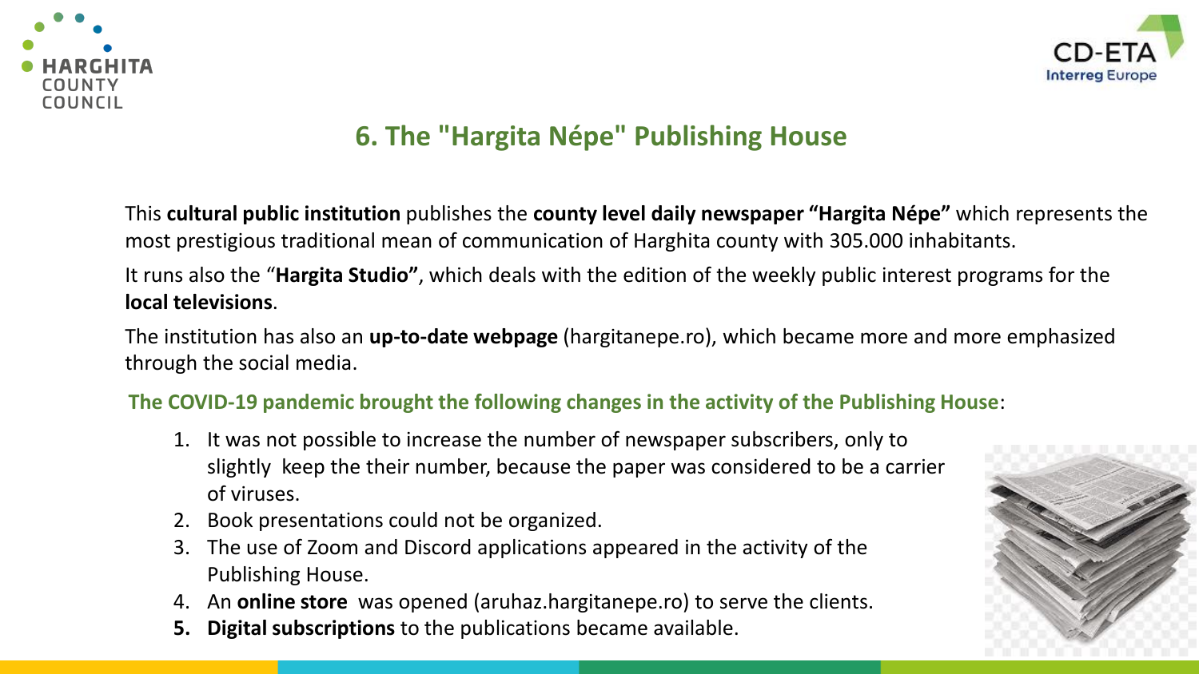## 6. The "Hargita Népe" Publishing House

This **cultural public institution** publishes the **county level daily newspaper "Hargita Népe"** which represents the most prestigious traditional mean of communication of Harghita county with 305.000 inhabitants.

It runs also the "**Hargita Studio"**, which deals with the edition of the weekly public interest programs for the **local televisions**.

The institution has also an **up-to-date webpage** (hargitanepe.ro), which became more and more emphasized through the social media.

**The COVID-19 pandemic brought the following changes in the activity of the Publishing House**:

1. It was not possible to increase the number of newspaper subscribers, only to slightly keep the their number, because the paper was considered to be a carrier of viruses.
2. Book presentations could not be organized.
3. The use of Zoom and Discord applications appeared in the activity of the Publishing House.
4. An **online store** was opened (aruhaz.hargitanepe.ro) to serve the clients.
5. **Digital subscriptions** to the publications became available.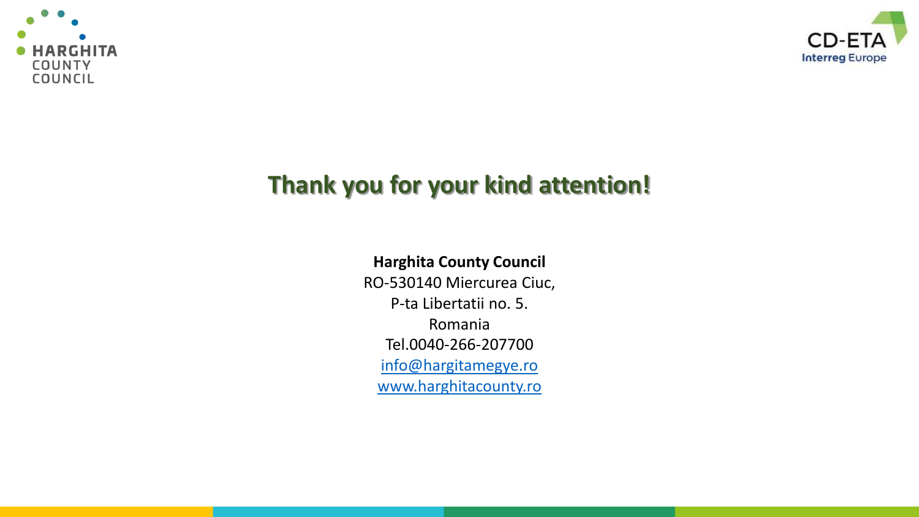# Thank you for your kind attention!

**Harghita County Council**
RO-530140 Miercurea Ciuc,
P-ta Libertatii no. 5.
Romania
Tel.0040-266-207700
info@hargitamegye.ro
www.harghitacounty.ro